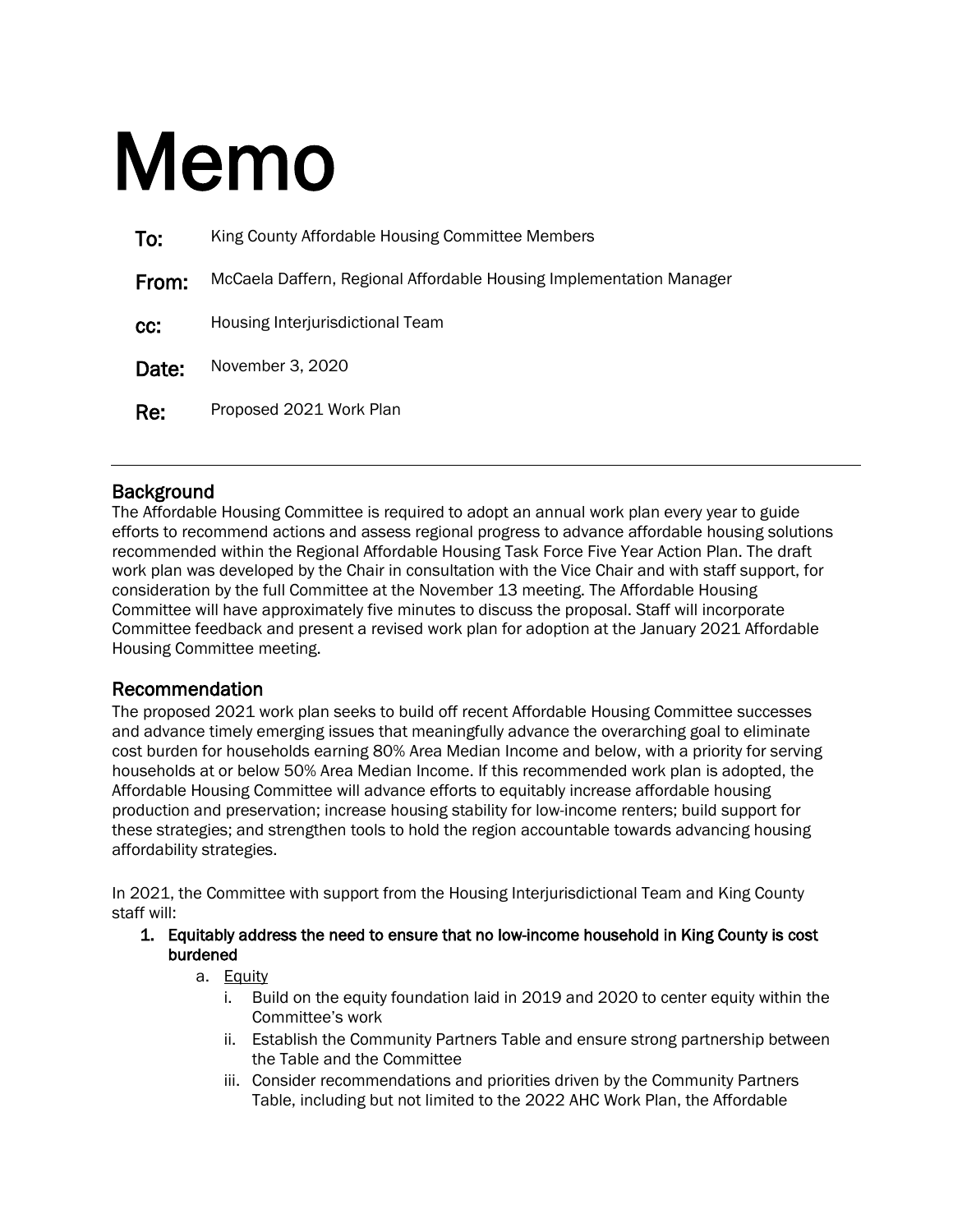# Memo

**To:** King County Affordable Housing Committee Members

**From:** McCaela Daffern, Regional Affordable Housing Implementation Manager

**cc:** Housing Interjurisdictional Team

**Date:** November 3, 2020

**Re:** Proposed 2021 Work Plan

---

## Background

The Affordable Housing Committee is required to adopt an annual work plan every year to guide efforts to recommend actions and assess regional progress to advance affordable housing solutions recommended within the Regional Affordable Housing Task Force Five Year Action Plan. The draft work plan was developed by the Chair in consultation with the Vice Chair and with staff support, for consideration by the full Committee at the November 13 meeting. The Affordable Housing Committee will have approximately five minutes to discuss the proposal. Staff will incorporate Committee feedback and present a revised work plan for adoption at the January 2021 Affordable Housing Committee meeting.

## Recommendation

The proposed 2021 work plan seeks to build off recent Affordable Housing Committee successes and advance timely emerging issues that meaningfully advance the overarching goal to eliminate cost burden for households earning 80% Area Median Income and below, with a priority for serving households at or below 50% Area Median Income. If this recommended work plan is adopted, the Affordable Housing Committee will advance efforts to equitably increase affordable housing production and preservation; increase housing stability for low-income renters; build support for these strategies; and strengthen tools to hold the region accountable towards advancing housing affordability strategies.

In 2021, the Committee with support from the Housing Interjurisdictional Team and King County staff will:

1. **Equitably address the need to ensure that no low-income household in King County is cost burdened**
   a. <u>Equity</u>
      i. Build on the equity foundation laid in 2019 and 2020 to center equity within the Committee's work
      ii. Establish the Community Partners Table and ensure strong partnership between the Table and the Committee
      iii. Consider recommendations and priorities driven by the Community Partners Table, including but not limited to the 2022 AHC Work Plan, the Affordable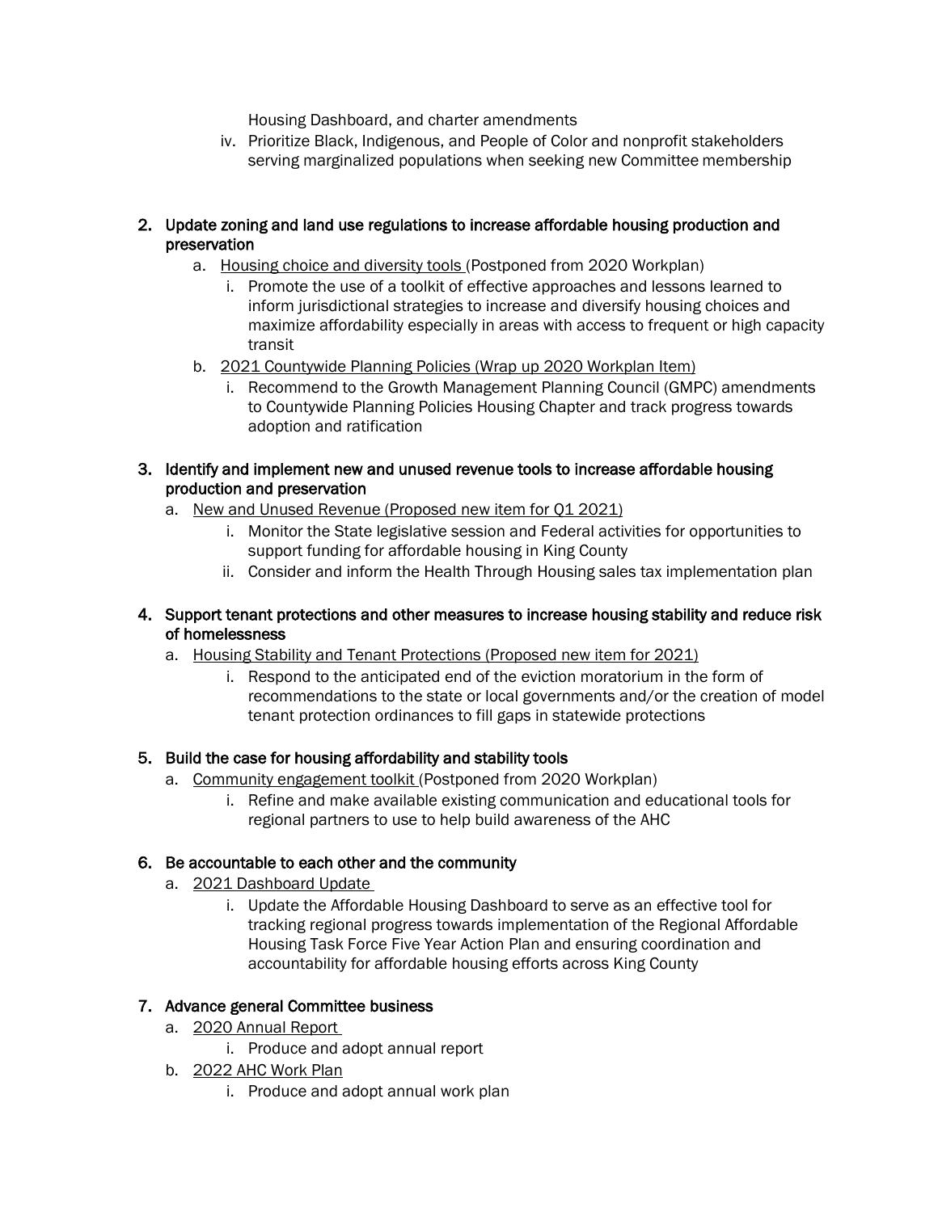Housing Dashboard, and charter amendments

   iv. Prioritize Black, Indigenous, and People of Color and nonprofit stakeholders serving marginalized populations when seeking new Committee membership

2. Update zoning and land use regulations to increase affordable housing production and preservation
   a. <u>Housing choice and diversity tools</u> (Postponed from 2020 Workplan)
      i. Promote the use of a toolkit of effective approaches and lessons learned to inform jurisdictional strategies to increase and diversify housing choices and maximize affordability especially in areas with access to frequent or high capacity transit
   b. <u>2021 Countywide Planning Policies (Wrap up 2020 Workplan Item)</u>
      i. Recommend to the Growth Management Planning Council (GMPC) amendments to Countywide Planning Policies Housing Chapter and track progress towards adoption and ratification

3. Identify and implement new and unused revenue tools to increase affordable housing production and preservation
   a. <u>New and Unused Revenue (Proposed new item for Q1 2021)</u>
      i. Monitor the State legislative session and Federal activities for opportunities to support funding for affordable housing in King County
      ii. Consider and inform the Health Through Housing sales tax implementation plan

4. Support tenant protections and other measures to increase housing stability and reduce risk of homelessness
   a. <u>Housing Stability and Tenant Protections (Proposed new item for 2021)</u>
      i. Respond to the anticipated end of the eviction moratorium in the form of recommendations to the state or local governments and/or the creation of model tenant protection ordinances to fill gaps in statewide protections

5. Build the case for housing affordability and stability tools
   a. <u>Community engagement toolkit</u> (Postponed from 2020 Workplan)
      i. Refine and make available existing communication and educational tools for regional partners to use to help build awareness of the AHC

6. Be accountable to each other and the community
   a. <u>2021 Dashboard Update</u>
      i. Update the Affordable Housing Dashboard to serve as an effective tool for tracking regional progress towards implementation of the Regional Affordable Housing Task Force Five Year Action Plan and ensuring coordination and accountability for affordable housing efforts across King County

7. Advance general Committee business
   a. <u>2020 Annual Report</u>
      i. Produce and adopt annual report
   b. <u>2022 AHC Work Plan</u>
      i. Produce and adopt annual work plan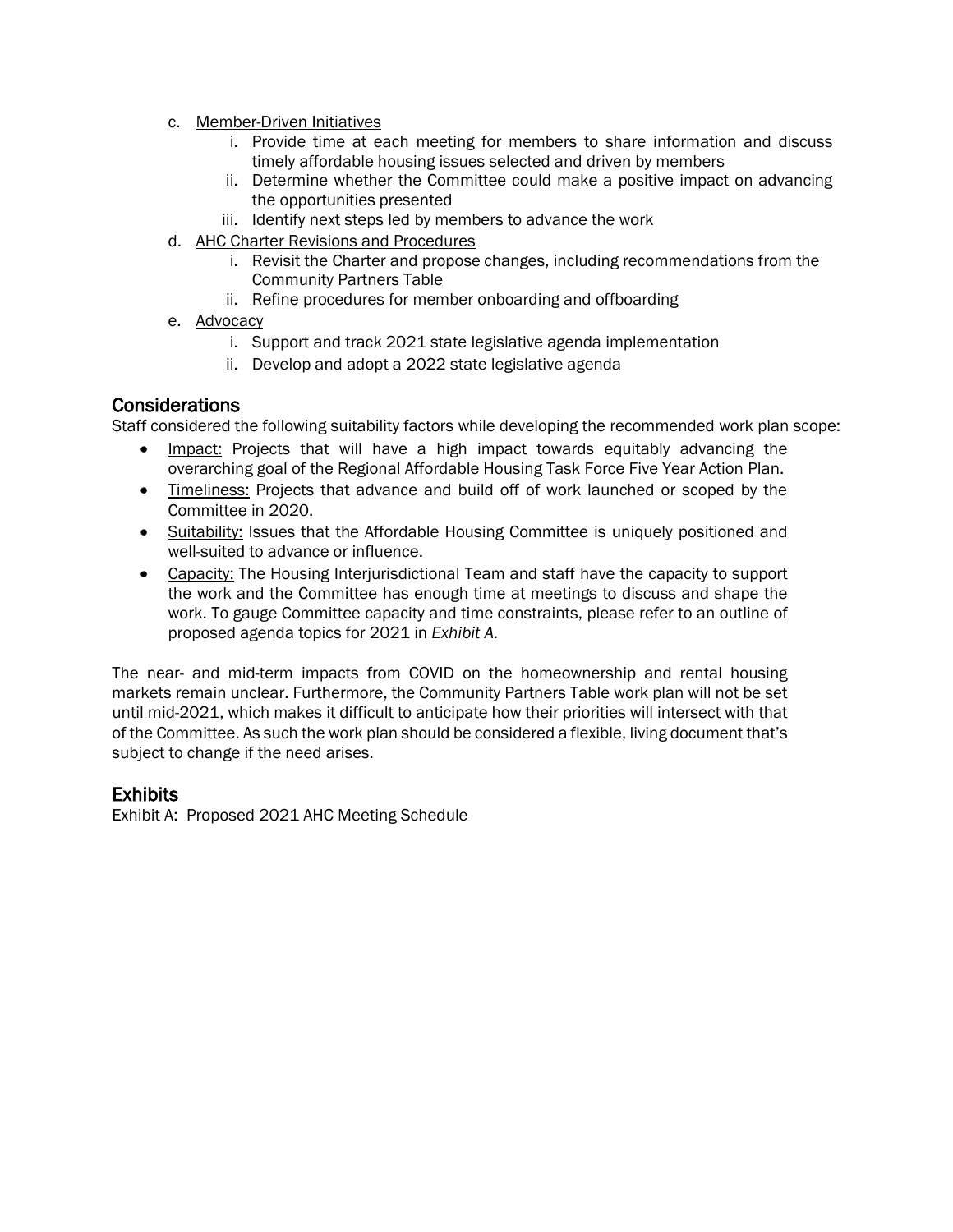c. Member-Driven Initiatives
    i. Provide time at each meeting for members to share information and discuss timely affordable housing issues selected and driven by members
    ii. Determine whether the Committee could make a positive impact on advancing the opportunities presented
    iii. Identify next steps led by members to advance the work

d. AHC Charter Revisions and Procedures
    i. Revisit the Charter and propose changes, including recommendations from the Community Partners Table
    ii. Refine procedures for member onboarding and offboarding

e. Advocacy
    i. Support and track 2021 state legislative agenda implementation
    ii. Develop and adopt a 2022 state legislative agenda

## Considerations

Staff considered the following suitability factors while developing the recommended work plan scope:

- Impact: Projects that will have a high impact towards equitably advancing the overarching goal of the Regional Affordable Housing Task Force Five Year Action Plan.
- Timeliness: Projects that advance and build off of work launched or scoped by the Committee in 2020.
- Suitability: Issues that the Affordable Housing Committee is uniquely positioned and well-suited to advance or influence.
- Capacity: The Housing Interjurisdictional Team and staff have the capacity to support the work and the Committee has enough time at meetings to discuss and shape the work. To gauge Committee capacity and time constraints, please refer to an outline of proposed agenda topics for 2021 in *Exhibit A.*

The near- and mid-term impacts from COVID on the homeownership and rental housing markets remain unclear. Furthermore, the Community Partners Table work plan will not be set until mid-2021, which makes it difficult to anticipate how their priorities will intersect with that of the Committee. As such the work plan should be considered a flexible, living document that's subject to change if the need arises.

## Exhibits

Exhibit A: Proposed 2021 AHC Meeting Schedule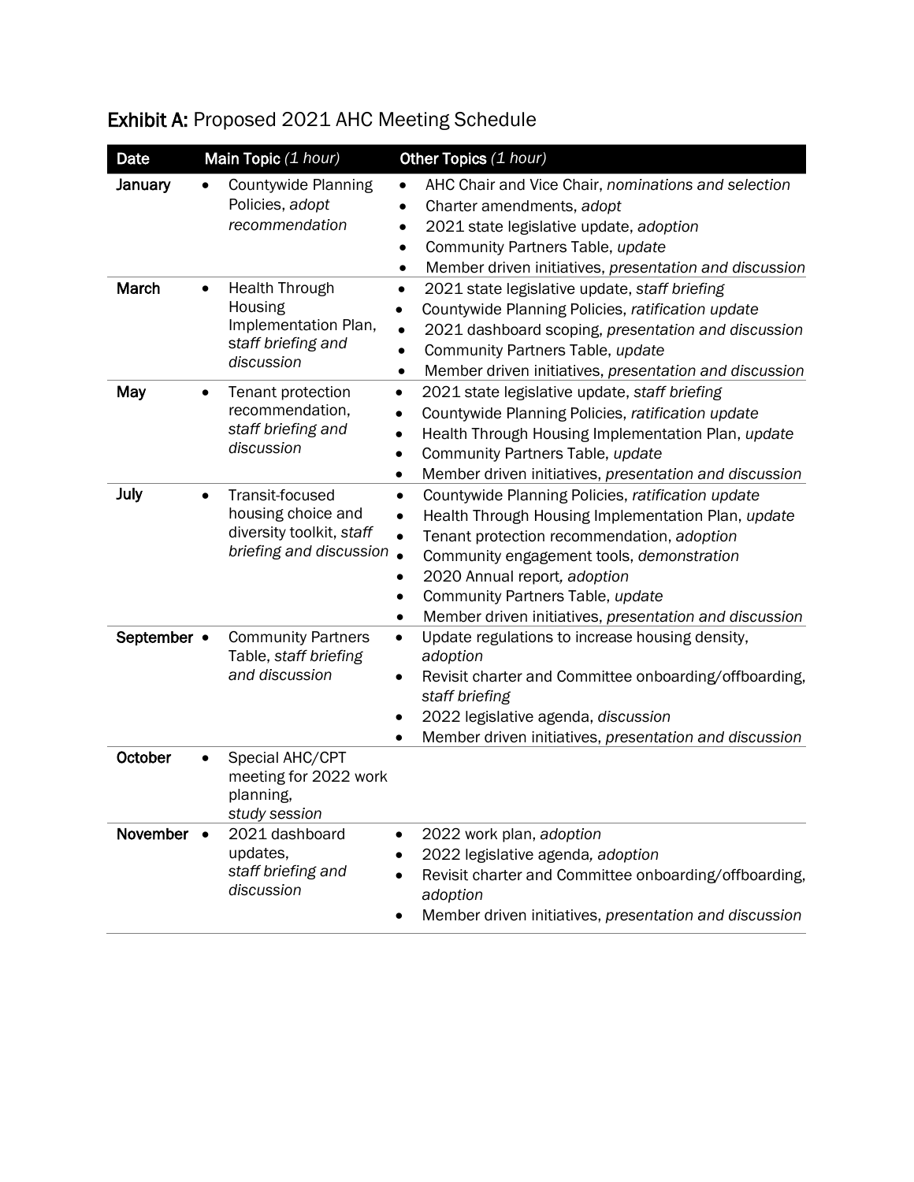## **Exhibit A:** Proposed 2021 AHC Meeting Schedule

| Date | Main Topic *(1 hour)* | Other Topics *(1 hour)* |
|---|---|---|
| **January** | • Countywide Planning Policies, *adopt recommendation* | • AHC Chair and Vice Chair, *nominations and selection*<br>• Charter amendments, *adopt*<br>• 2021 state legislative update, *adoption*<br>• Community Partners Table, *update*<br>• Member driven initiatives, *presentation and discussion* |
| **March** | • Health Through Housing Implementation Plan, *staff briefing and discussion* | • 2021 state legislative update, *staff briefing*<br>• Countywide Planning Policies, *ratification update*<br>• 2021 dashboard scoping, *presentation and discussion*<br>• Community Partners Table, *update*<br>• Member driven initiatives, *presentation and discussion* |
| **May** | • Tenant protection recommendation, *staff briefing and discussion* | • 2021 state legislative update, *staff briefing*<br>• Countywide Planning Policies, *ratification update*<br>• Health Through Housing Implementation Plan, *update*<br>• Community Partners Table, *update*<br>• Member driven initiatives, *presentation and discussion* |
| **July** | • Transit-focused housing choice and diversity toolkit, *staff briefing and discussion* | • Countywide Planning Policies, *ratification update*<br>• Health Through Housing Implementation Plan, *update*<br>• Tenant protection recommendation, *adoption*<br>• Community engagement tools, *demonstration*<br>• 2020 Annual report, *adoption*<br>• Community Partners Table, *update*<br>• Member driven initiatives, *presentation and discussion* |
| **September** | • Community Partners Table, *staff briefing and discussion* | • Update regulations to increase housing density, *adoption*<br>• Revisit charter and Committee onboarding/offboarding, *staff briefing*<br>• 2022 legislative agenda, *discussion*<br>• Member driven initiatives, *presentation and discussion* |
| **October** | • Special AHC/CPT meeting for 2022 work planning, *study session* | |
| **November** | • 2021 dashboard updates, *staff briefing and discussion* | • 2022 work plan, *adoption*<br>• 2022 legislative agenda, *adoption*<br>• Revisit charter and Committee onboarding/offboarding, *adoption*<br>• Member driven initiatives, *presentation and discussion* |